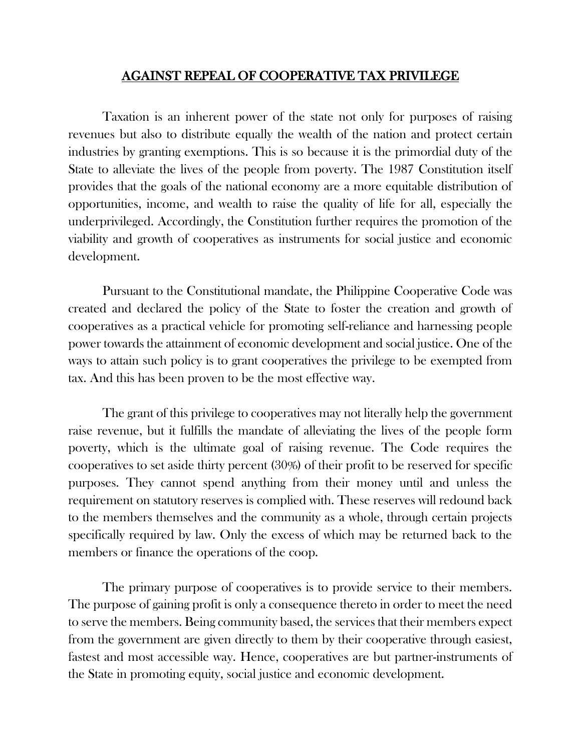# AGAINST REPEAL OF COOPERATIVE TAX PRIVILEGE

Taxation is an inherent power of the state not only for purposes of raising revenues but also to distribute equally the wealth of the nation and protect certain industries by granting exemptions. This is so because it is the primordial duty of the State to alleviate the lives of the people from poverty. The 1987 Constitution itself provides that the goals of the national economy are a more equitable distribution of opportunities, income, and wealth to raise the quality of life for all, especially the underprivileged. Accordingly, the Constitution further requires the promotion of the viability and growth of cooperatives as instruments for social justice and economic development.

Pursuant to the Constitutional mandate, the Philippine Cooperative Code was created and declared the policy of the State to foster the creation and growth of cooperatives as a practical vehicle for promoting self-reliance and harnessing people power towards the attainment of economic development and social justice. One of the ways to attain such policy is to grant cooperatives the privilege to be exempted from tax. And this has been proven to be the most effective way.

The grant of this privilege to cooperatives may not literally help the government raise revenue, but it fulfills the mandate of alleviating the lives of the people form poverty, which is the ultimate goal of raising revenue. The Code requires the cooperatives to set aside thirty percent (30%) of their profit to be reserved for specific purposes. They cannot spend anything from their money until and unless the requirement on statutory reserves is complied with. These reserves will redound back to the members themselves and the community as a whole, through certain projects specifically required by law. Only the excess of which may be returned back to the members or finance the operations of the coop.

The primary purpose of cooperatives is to provide service to their members. The purpose of gaining profit is only a consequence thereto in order to meet the need to serve the members. Being community based, the services that their members expect from the government are given directly to them by their cooperative through easiest, fastest and most accessible way. Hence, cooperatives are but partner-instruments of the State in promoting equity, social justice and economic development.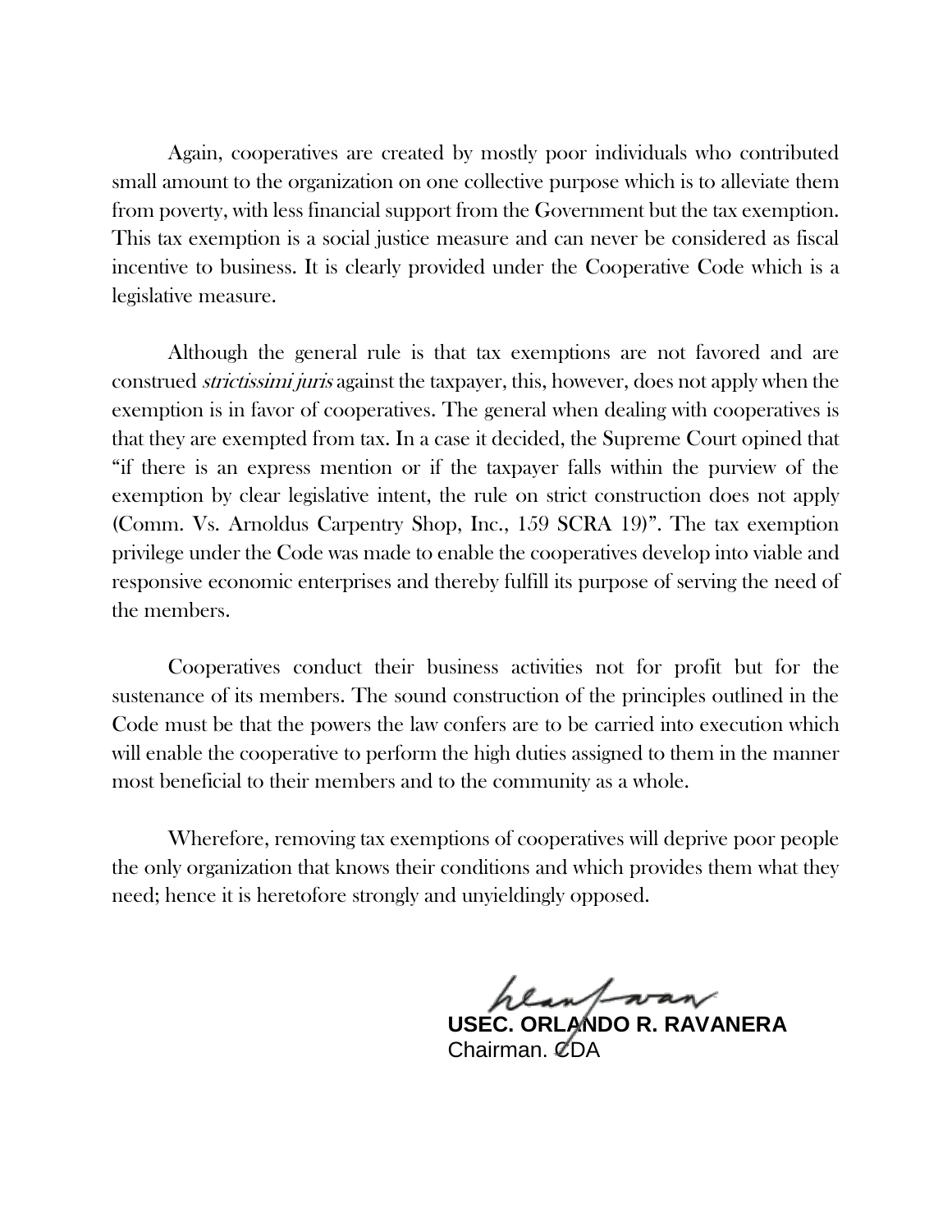Again, cooperatives are created by mostly poor individuals who contributed small amount to the organization on one collective purpose which is to alleviate them from poverty, with less financial support from the Government but the tax exemption. This tax exemption is a social justice measure and can never be considered as fiscal incentive to business. It is clearly provided under the Cooperative Code which is a legislative measure.

Although the general rule is that tax exemptions are not favored and are construed *strictissimi juris* against the taxpayer, this, however, does not apply when the exemption is in favor of cooperatives. The general when dealing with cooperatives is that they are exempted from tax. In a case it decided, the Supreme Court opined that "if there is an express mention or if the taxpayer falls within the purview of the exemption by clear legislative intent, the rule on strict construction does not apply (Comm. Vs. Arnoldus Carpentry Shop, Inc., 159 SCRA 19)". The tax exemption privilege under the Code was made to enable the cooperatives develop into viable and responsive economic enterprises and thereby fulfill its purpose of serving the need of the members.

Cooperatives conduct their business activities not for profit but for the sustenance of its members. The sound construction of the principles outlined in the Code must be that the powers the law confers are to be carried into execution which will enable the cooperative to perform the high duties assigned to them in the manner most beneficial to their members and to the community as a whole.

Wherefore, removing tax exemptions of cooperatives will deprive poor people the only organization that knows their conditions and which provides them what they need; hence it is heretofore strongly and unyieldingly opposed.

**USEC. ORLANDO R. RAVANERA**
Chairman. CDA